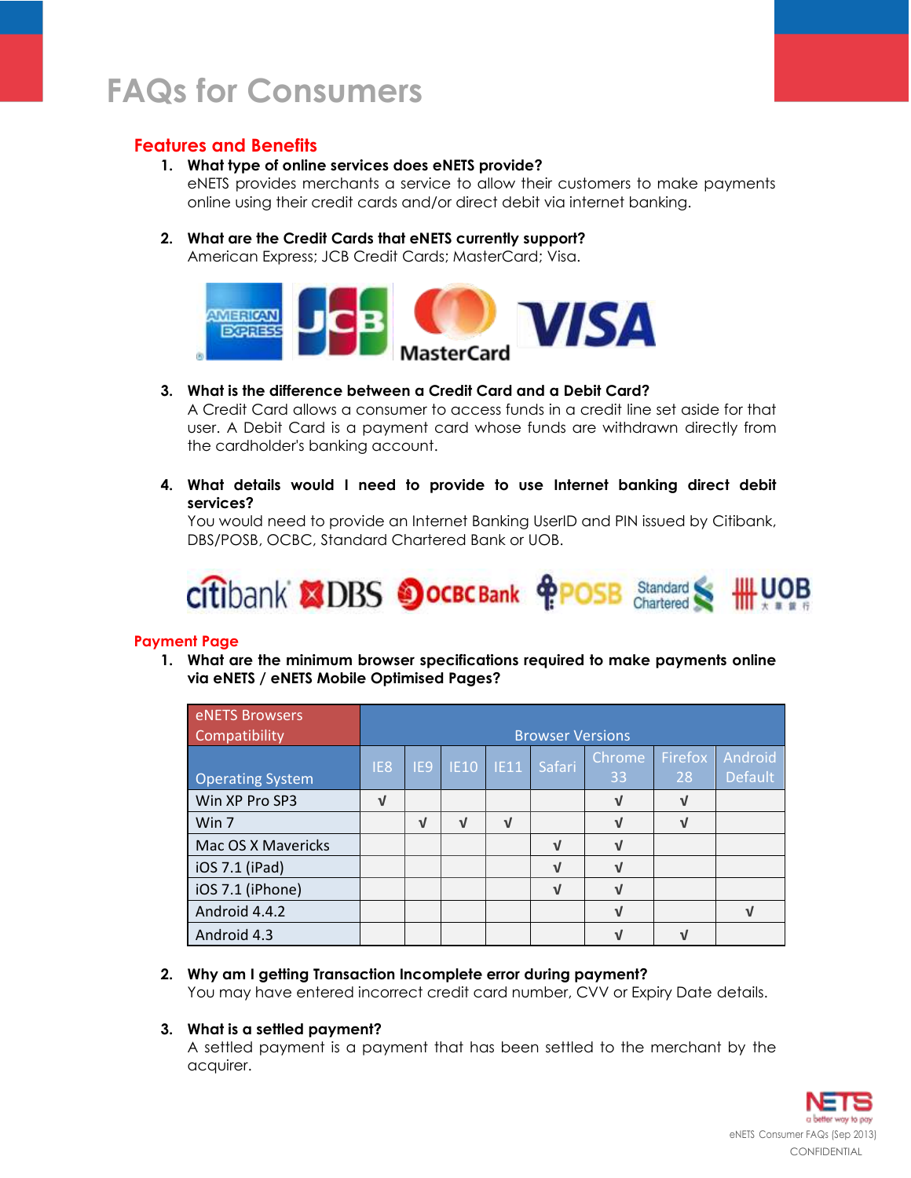# FAQs for Consumers

## Features and Benefits

1. **What type of online services does eNETS provide?**
   eNETS provides merchants a service to allow their customers to make payments online using their credit cards and/or direct debit via internet banking.

2. **What are the Credit Cards that eNETS currently support?**
   American Express; JCB Credit Cards; MasterCard; Visa.

3. **What is the difference between a Credit Card and a Debit Card?**
   A Credit Card allows a consumer to access funds in a credit line set aside for that user. A Debit Card is a payment card whose funds are withdrawn directly from the cardholder's banking account.

4. **What details would I need to provide to use Internet banking direct debit services?**
   You would need to provide an Internet Banking UserID and PIN issued by Citibank, DBS/POSB, OCBC, Standard Chartered Bank or UOB.

## Payment Page

1. **What are the minimum browser specifications required to make payments online via eNETS / eNETS Mobile Optimised Pages?**

| eNETS Browsers Compatibility | Browser Versions | | | | | | | |
|---|---|---|---|---|---|---|---|---|
| Operating System | IE8 | IE9 | IE10 | IE11 | Safari | Chrome 33 | Firefox 28 | Android Default |
| Win XP Pro SP3 | √ | | | | | √ | √ | |
| Win 7 | | √ | √ | √ | | √ | √ | |
| Mac OS X Mavericks | | | | | √ | √ | | |
| iOS 7.1 (iPad) | | | | | √ | √ | | |
| iOS 7.1 (iPhone) | | | | | √ | √ | | |
| Android 4.4.2 | | | | | | √ | | √ |
| Android 4.3 | | | | | | √ | √ | |

2. **Why am I getting Transaction Incomplete error during payment?**
   You may have entered incorrect credit card number, CVV or Expiry Date details.

3. **What is a settled payment?**
   A settled payment is a payment that has been settled to the merchant by the acquirer.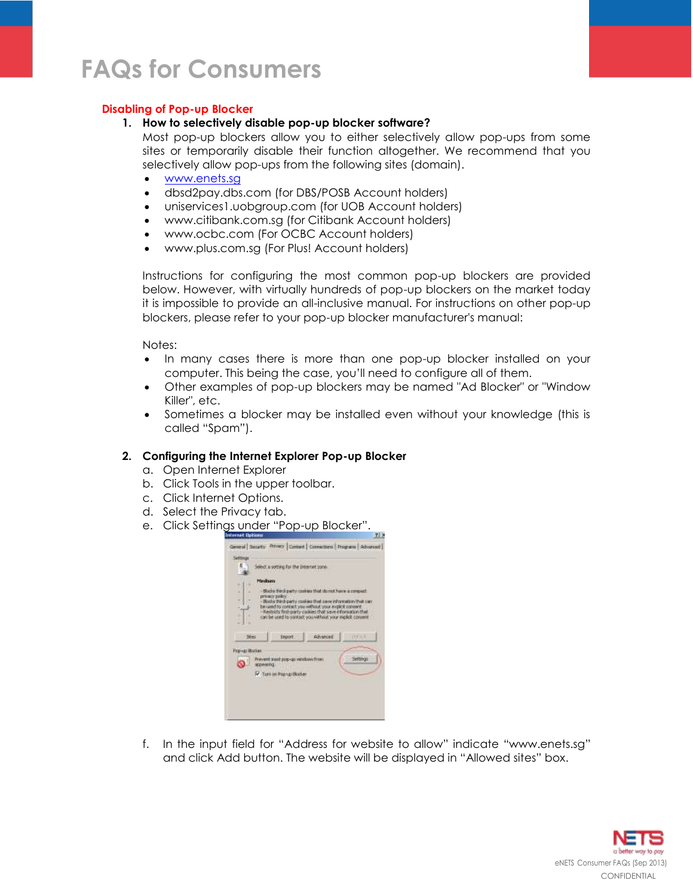# FAQs for Consumers

## Disabling of Pop-up Blocker

1. **How to selectively disable pop-up blocker software?**

   Most pop-up blockers allow you to either selectively allow pop-ups from some sites or temporarily disable their function altogether. We recommend that you selectively allow pop-ups from the following sites (domain).

   - www.enets.sg
   - dbsd2pay.dbs.com (for DBS/POSB Account holders)
   - uniservices1.uobgroup.com (for UOB Account holders)
   - www.citibank.com.sg (for Citibank Account holders)
   - www.ocbc.com (For OCBC Account holders)
   - www.plus.com.sg (For Plus! Account holders)

   Instructions for configuring the most common pop-up blockers are provided below. However, with virtually hundreds of pop-up blockers on the market today it is impossible to provide an all-inclusive manual. For instructions on other pop-up blockers, please refer to your pop-up blocker manufacturer's manual:

   Notes:

   - In many cases there is more than one pop-up blocker installed on your computer. This being the case, you'll need to configure all of them.
   - Other examples of pop-up blockers may be named "Ad Blocker" or "Window Killer", etc.
   - Sometimes a blocker may be installed even without your knowledge (this is called "Spam").

2. **Configuring the Internet Explorer Pop-up Blocker**

   a. Open Internet Explorer
   b. Click Tools in the upper toolbar.
   c. Click Internet Options.
   d. Select the Privacy tab.
   e. Click Settings under "Pop-up Blocker".
   f. In the input field for "Address for website to allow" indicate "www.enets.sg" and click Add button. The website will be displayed in "Allowed sites" box.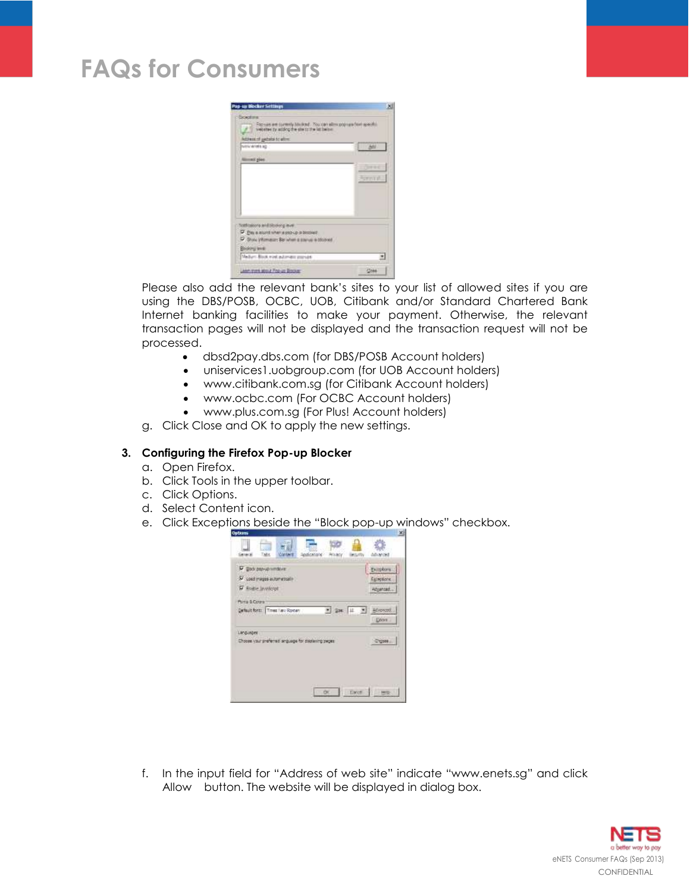# FAQs for Consumers

Please also add the relevant bank's sites to your list of allowed sites if you are using the DBS/POSB, OCBC, UOB, Citibank and/or Standard Chartered Bank Internet banking facilities to make your payment. Otherwise, the relevant transaction pages will not be displayed and the transaction request will not be processed.

- dbsd2pay.dbs.com (for DBS/POSB Account holders)
- uniservices1.uobgroup.com (for UOB Account holders)
- www.citibank.com.sg (for Citibank Account holders)
- www.ocbc.com (For OCBC Account holders)
- www.plus.com.sg (For Plus! Account holders)

g. Click Close and OK to apply the new settings.

**3. Configuring the Firefox Pop-up Blocker**

a. Open Firefox.
b. Click Tools in the upper toolbar.
c. Click Options.
d. Select Content icon.
e. Click Exceptions beside the "Block pop-up windows" checkbox.

f. In the input field for "Address of web site" indicate "www.enets.sg" and click Allow button. The website will be displayed in dialog box.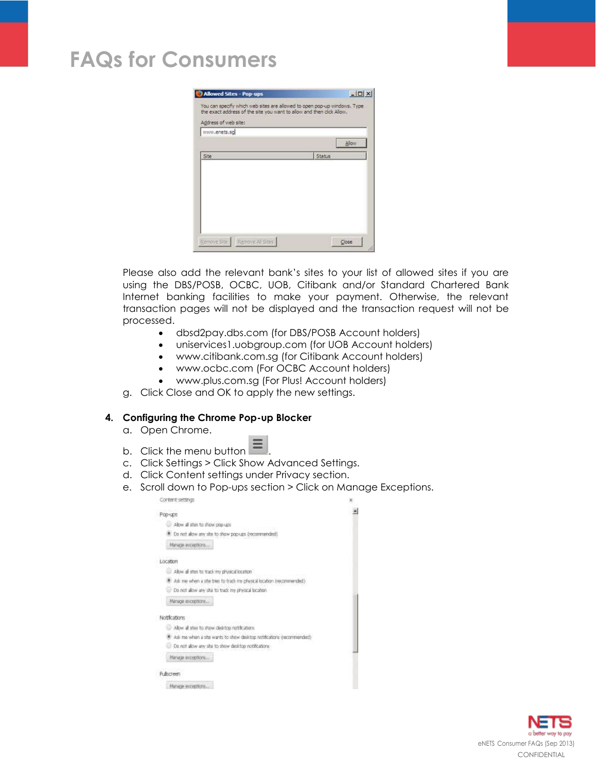Please also add the relevant bank's sites to your list of allowed sites if you are using the DBS/POSB, OCBC, UOB, Citibank and/or Standard Chartered Bank Internet banking facilities to make your payment. Otherwise, the relevant transaction pages will not be displayed and the transaction request will not be processed.

- dbsd2pay.dbs.com (for DBS/POSB Account holders)
- uniservices1.uobgroup.com (for UOB Account holders)
- www.citibank.com.sg (for Citibank Account holders)
- www.ocbc.com (For OCBC Account holders)
- www.plus.com.sg (For Plus! Account holders)

g. Click Close and OK to apply the new settings.

**4. Configuring the Chrome Pop-up Blocker**

a. Open Chrome.

b. Click the menu button.

c. Click Settings > Click Show Advanced Settings.

d. Click Content settings under Privacy section.

e. Scroll down to Pop-ups section > Click on Manage Exceptions.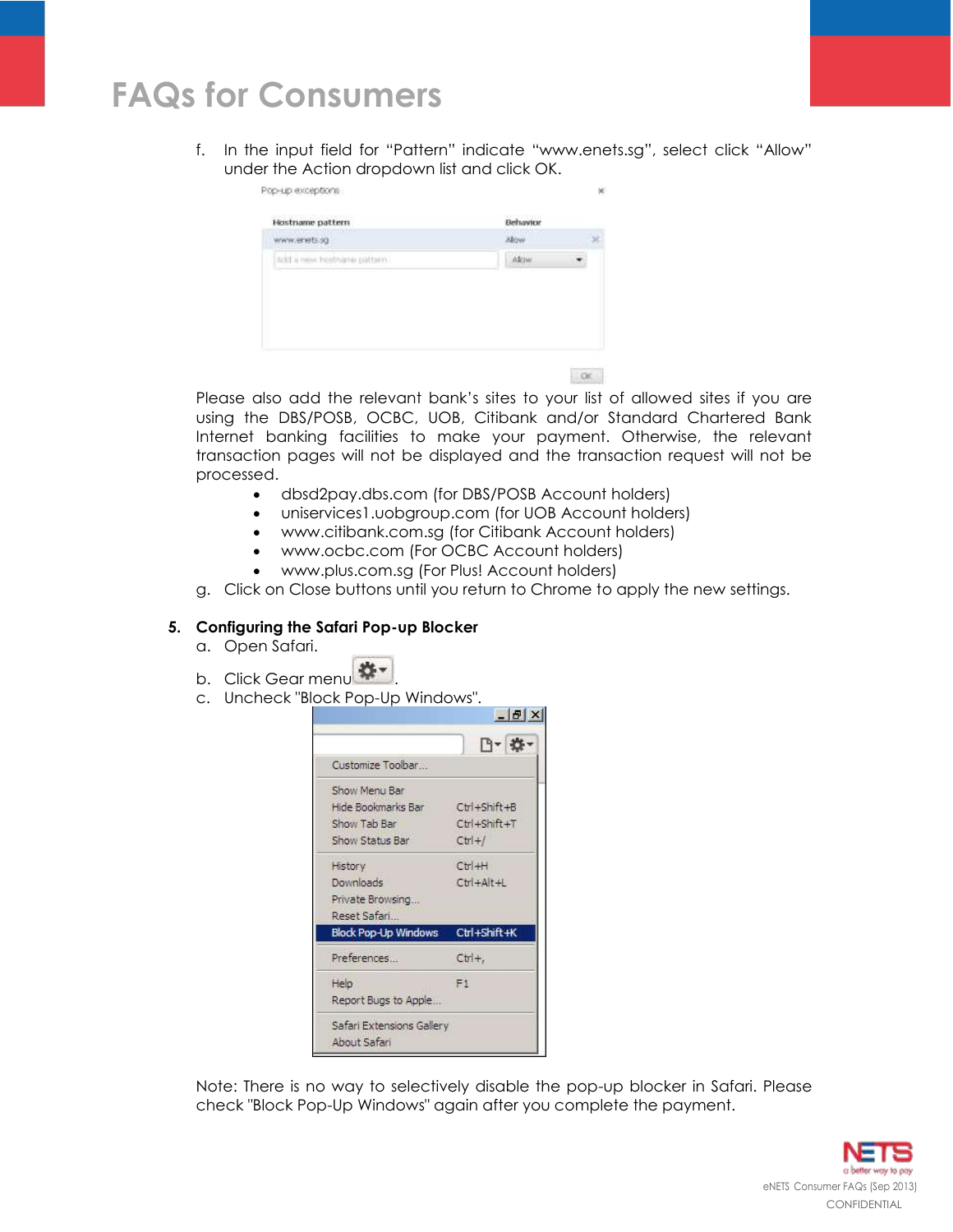f. In the input field for "Pattern" indicate "www.enets.sg", select click "Allow" under the Action dropdown list and click OK.

Please also add the relevant bank's sites to your list of allowed sites if you are using the DBS/POSB, OCBC, UOB, Citibank and/or Standard Chartered Bank Internet banking facilities to make your payment. Otherwise, the relevant transaction pages will not be displayed and the transaction request will not be processed.

- dbsd2pay.dbs.com (for DBS/POSB Account holders)
- uniservices1.uobgroup.com (for UOB Account holders)
- www.citibank.com.sg (for Citibank Account holders)
- www.ocbc.com (For OCBC Account holders)
- www.plus.com.sg (For Plus! Account holders)

g. Click on Close buttons until you return to Chrome to apply the new settings.

**5. Configuring the Safari Pop-up Blocker**

a. Open Safari.

b. Click Gear menu .

c. Uncheck "Block Pop-Up Windows".

Note: There is no way to selectively disable the pop-up blocker in Safari. Please check "Block Pop-Up Windows" again after you complete the payment.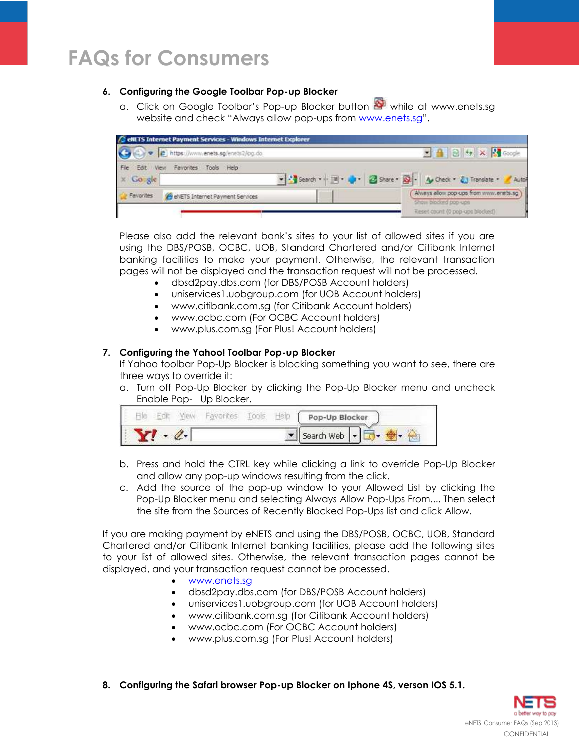# FAQs for Consumers

6. **Configuring the Google Toolbar Pop-up Blocker**

   a. Click on Google Toolbar's Pop-up Blocker button while at www.enets.sg website and check "Always allow pop-ups from www.enets.sg".

   Please also add the relevant bank's sites to your list of allowed sites if you are using the DBS/POSB, OCBC, UOB, Standard Chartered and/or Citibank Internet banking facilities to make your payment. Otherwise, the relevant transaction pages will not be displayed and the transaction request will not be processed.

   - dbsd2pay.dbs.com (for DBS/POSB Account holders)
   - uniservices1.uobgroup.com (for UOB Account holders)
   - www.citibank.com.sg (for Citibank Account holders)
   - www.ocbc.com (For OCBC Account holders)
   - www.plus.com.sg (For Plus! Account holders)

7. **Configuring the Yahoo! Toolbar Pop-up Blocker**

   If Yahoo toolbar Pop-Up Blocker is blocking something you want to see, there are three ways to override it:

   a. Turn off Pop-Up Blocker by clicking the Pop-Up Blocker menu and uncheck Enable Pop- Up Blocker.

   b. Press and hold the CTRL key while clicking a link to override Pop-Up Blocker and allow any pop-up windows resulting from the click.

   c. Add the source of the pop-up window to your Allowed List by clicking the Pop-Up Blocker menu and selecting Always Allow Pop-Ups From.... Then select the site from the Sources of Recently Blocked Pop-Ups list and click Allow.

If you are making payment by eNETS and using the DBS/POSB, OCBC, UOB, Standard Chartered and/or Citibank Internet banking facilities, please add the following sites to your list of allowed sites. Otherwise, the relevant transaction pages cannot be displayed, and your transaction request cannot be processed.

- www.enets.sg
- dbsd2pay.dbs.com (for DBS/POSB Account holders)
- uniservices1.uobgroup.com (for UOB Account holders)
- www.citibank.com.sg (for Citibank Account holders)
- www.ocbc.com (For OCBC Account holders)
- www.plus.com.sg (For Plus! Account holders)

8. **Configuring the Safari browser Pop-up Blocker on Iphone 4S, verson IOS 5.1.**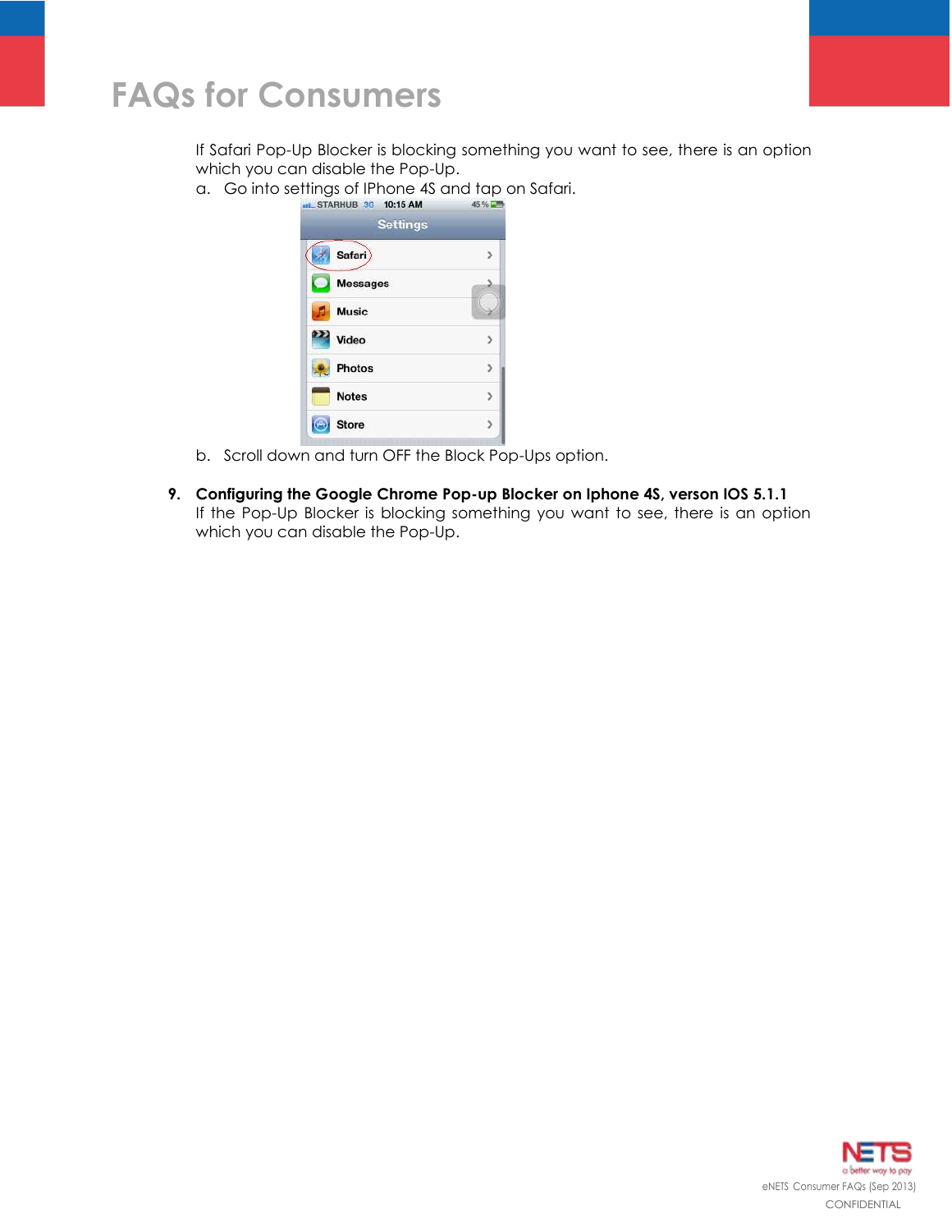If Safari Pop-Up Blocker is blocking something you want to see, there is an option which you can disable the Pop-Up.

a. Go into settings of IPhone 4S and tap on Safari.

b. Scroll down and turn OFF the Block Pop-Ups option.

**9. Configuring the Google Chrome Pop-up Blocker on Iphone 4S, verson IOS 5.1.1**

If the Pop-Up Blocker is blocking something you want to see, there is an option which you can disable the Pop-Up.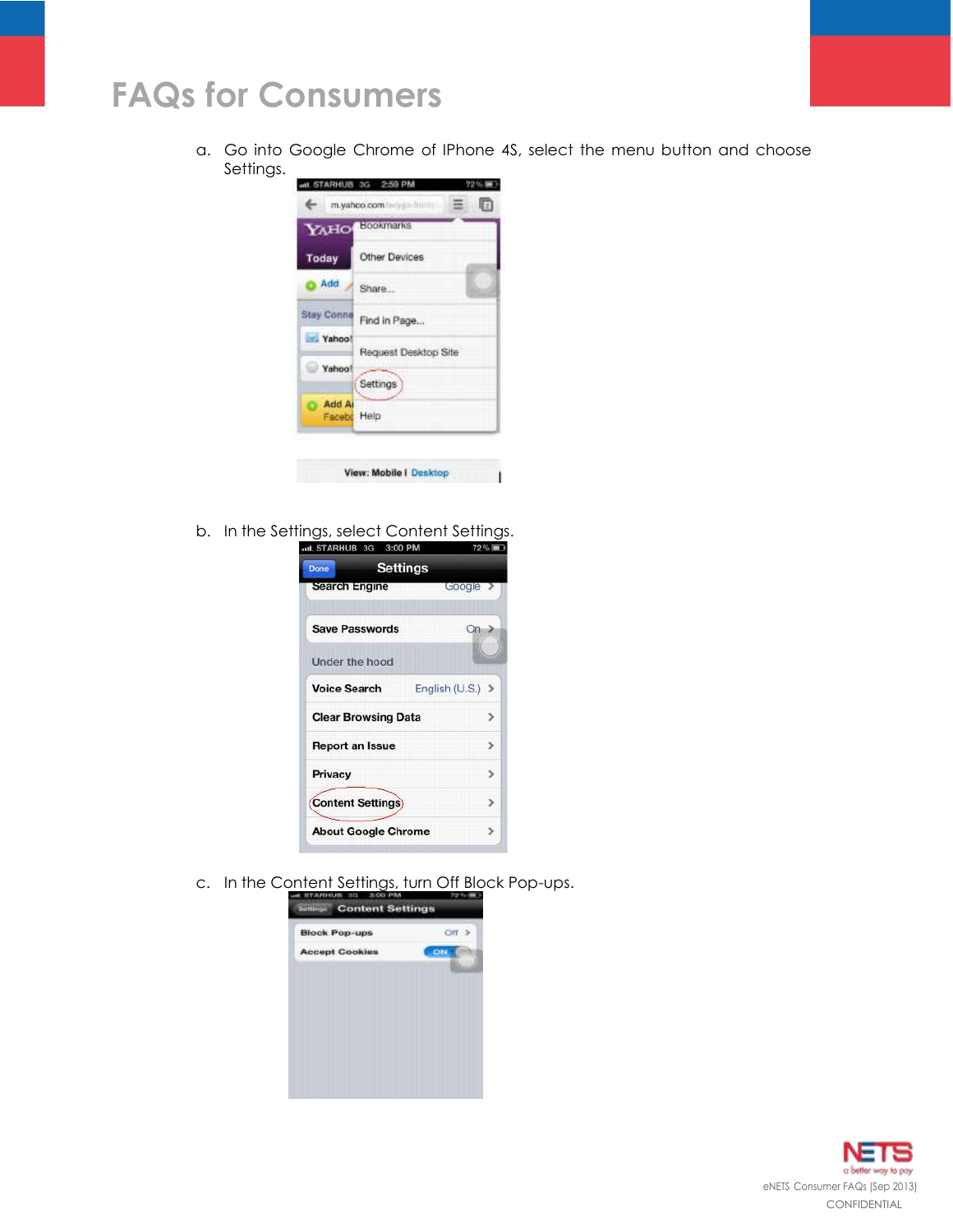# FAQs for Consumers

a. Go into Google Chrome of IPhone 4S, select the menu button and choose Settings.

b. In the Settings, select Content Settings.

c. In the Content Settings, turn Off Block Pop-ups.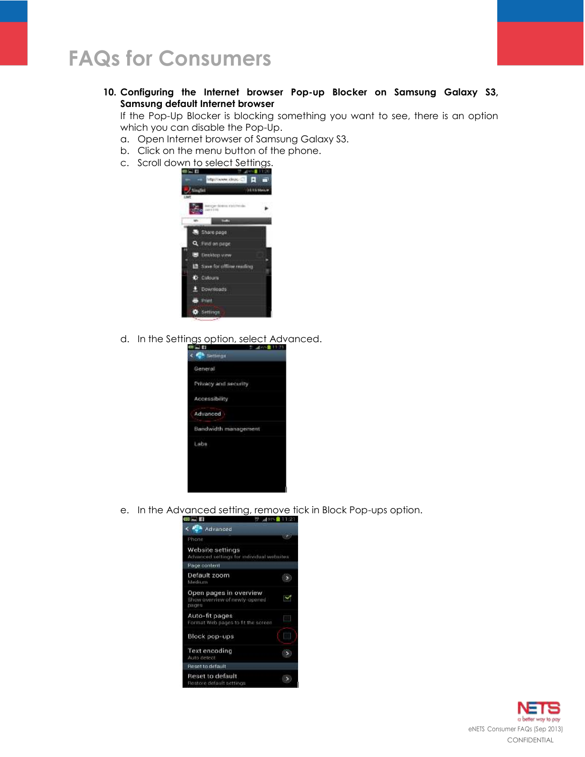# FAQs for Consumers

**10. Configuring the Internet browser Pop-up Blocker on Samsung Galaxy S3, Samsung default Internet browser**

If the Pop-Up Blocker is blocking something you want to see, there is an option which you can disable the Pop-Up.

a. Open Internet browser of Samsung Galaxy S3.

b. Click on the menu button of the phone.

c. Scroll down to select Settings.

d. In the Settings option, select Advanced.

e. In the Advanced setting, remove tick in Block Pop-ups option.

eNETS Consumer FAQs (Sep 2013)

CONFIDENTIAL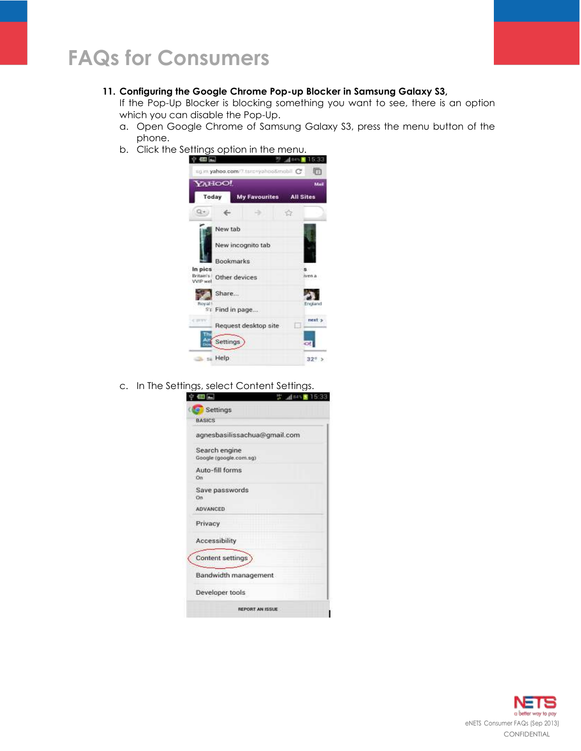11. **Configuring the Google Chrome Pop-up Blocker in Samsung Galaxy S3,**
    If the Pop-Up Blocker is blocking something you want to see, there is an option which you can disable the Pop-Up.
    a. Open Google Chrome of Samsung Galaxy S3, press the menu button of the phone.
    b. Click the Settings option in the menu.
    c. In The Settings, select Content Settings.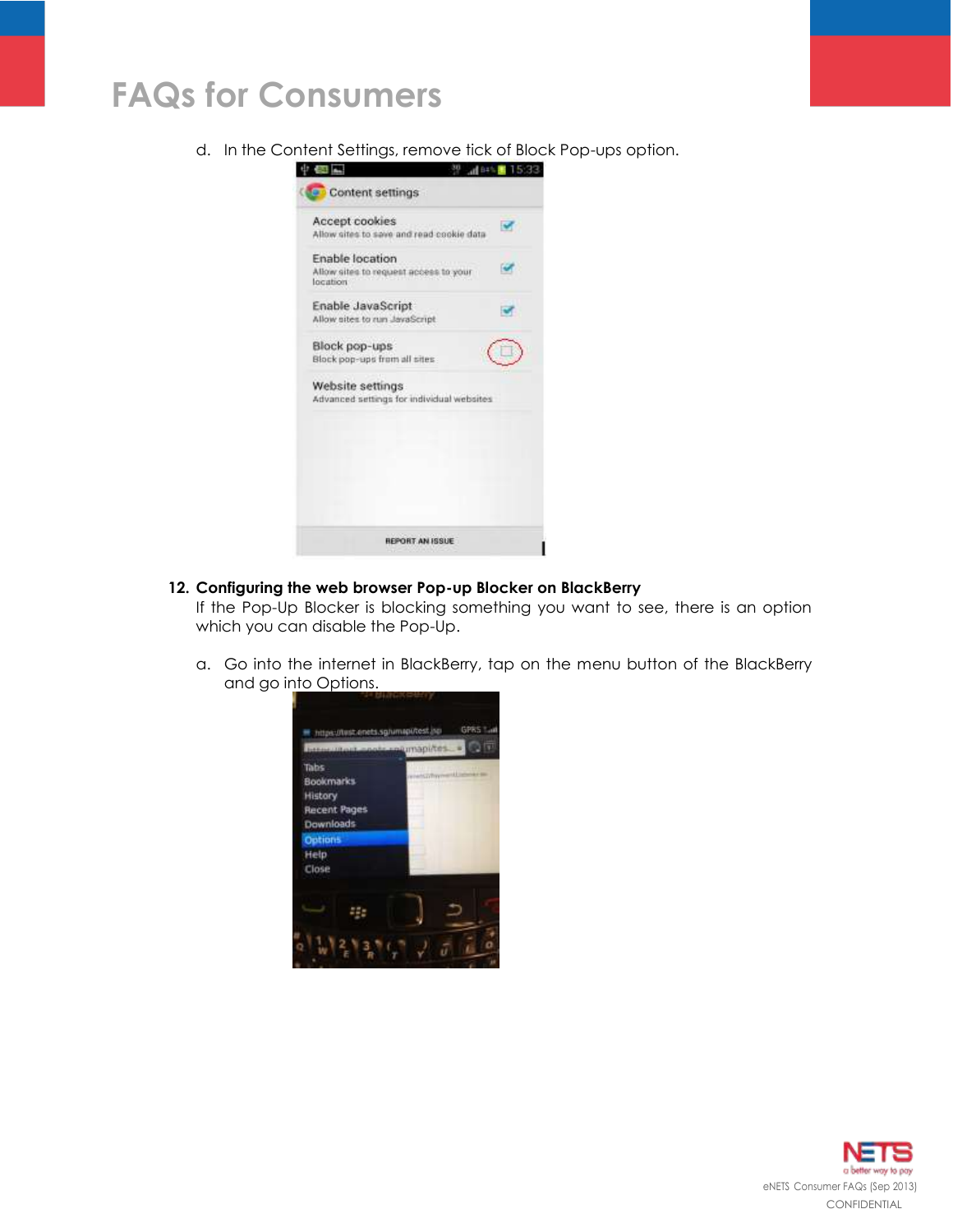d. In the Content Settings, remove tick of Block Pop-ups option.

12. **Configuring the web browser Pop-up Blocker on BlackBerry**

If the Pop-Up Blocker is blocking something you want to see, there is an option which you can disable the Pop-Up.

a. Go into the internet in BlackBerry, tap on the menu button of the BlackBerry and go into Options.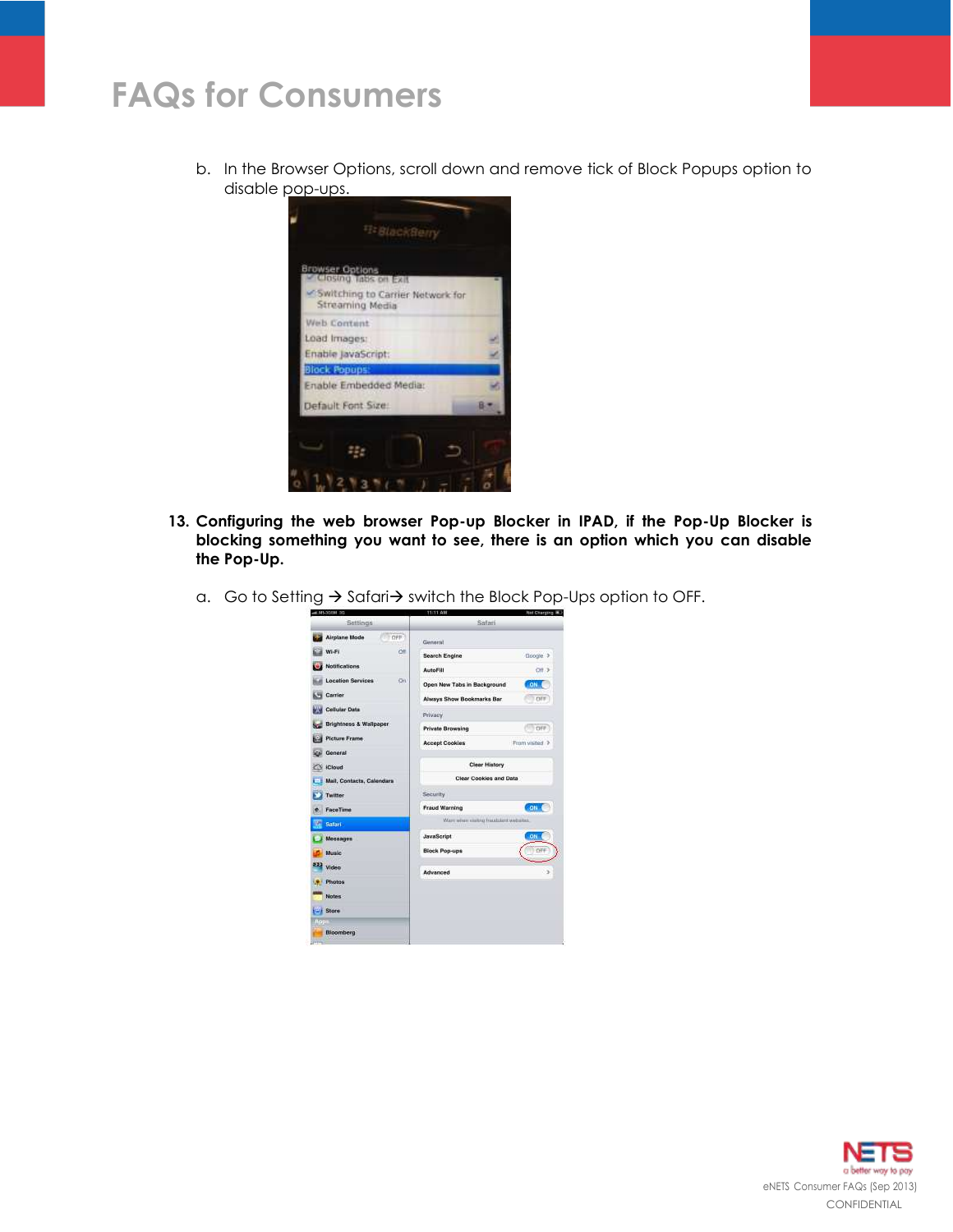b. In the Browser Options, scroll down and remove tick of Block Popups option to disable pop-ups.

13. **Configuring the web browser Pop-up Blocker in IPAD, if the Pop-Up Blocker is blocking something you want to see, there is an option which you can disable the Pop-Up.**

    a. Go to Setting → Safari→ switch the Block Pop-Ups option to OFF.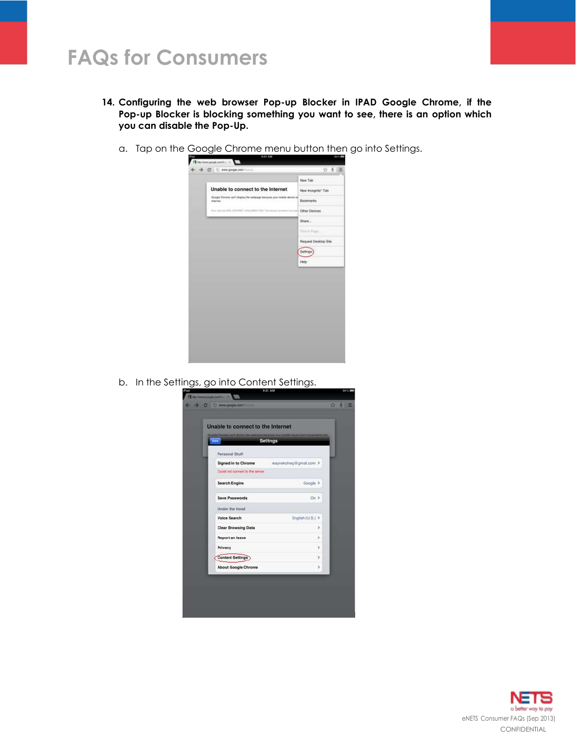14. **Configuring the web browser Pop-up Blocker in IPAD Google Chrome, if the Pop-up Blocker is blocking something you want to see, there is an option which you can disable the Pop-Up.**

    a. Tap on the Google Chrome menu button then go into Settings.

    b. In the Settings, go into Content Settings.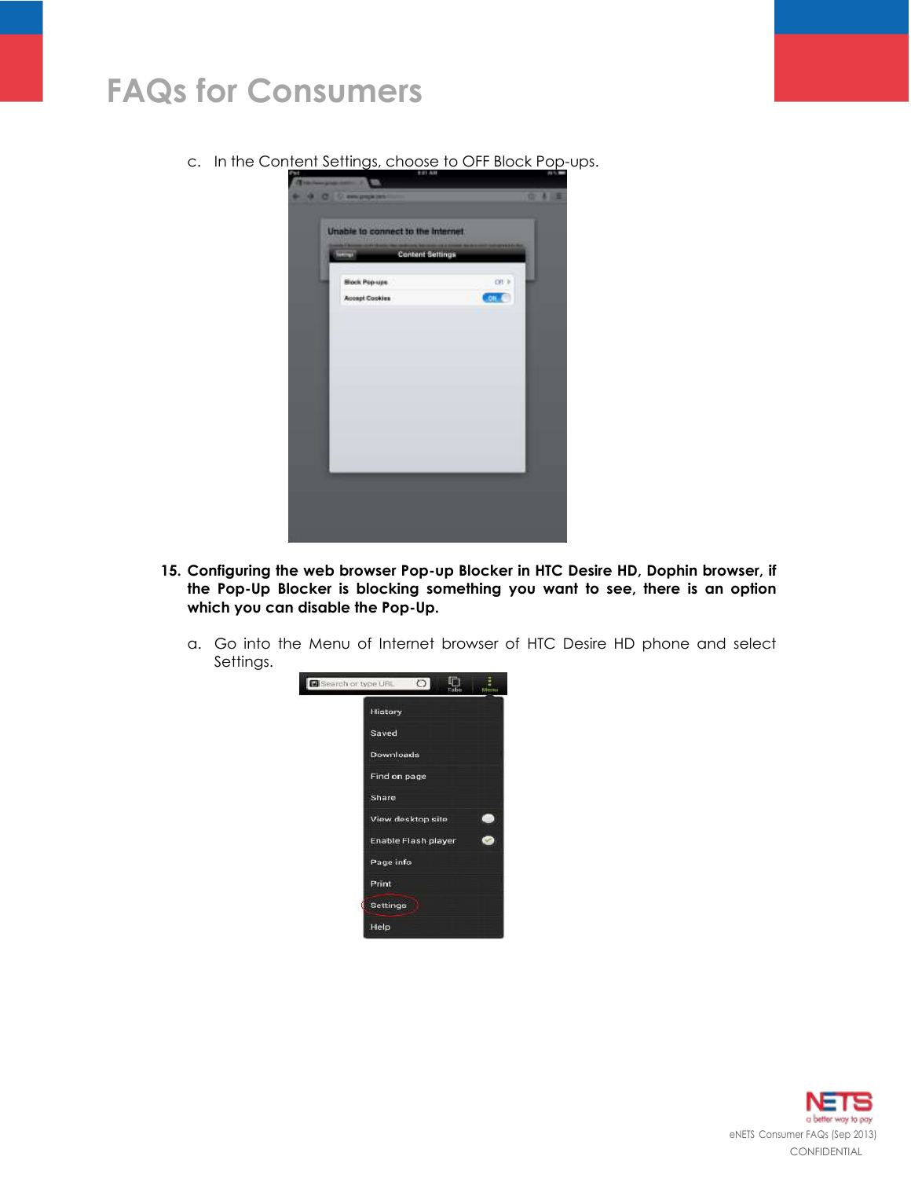c. In the Content Settings, choose to OFF Block Pop-ups.

15. **Configuring the web browser Pop-up Blocker in HTC Desire HD, Dophin browser, if the Pop-Up Blocker is blocking something you want to see, there is an option which you can disable the Pop-Up.**

    a. Go into the Menu of Internet browser of HTC Desire HD phone and select Settings.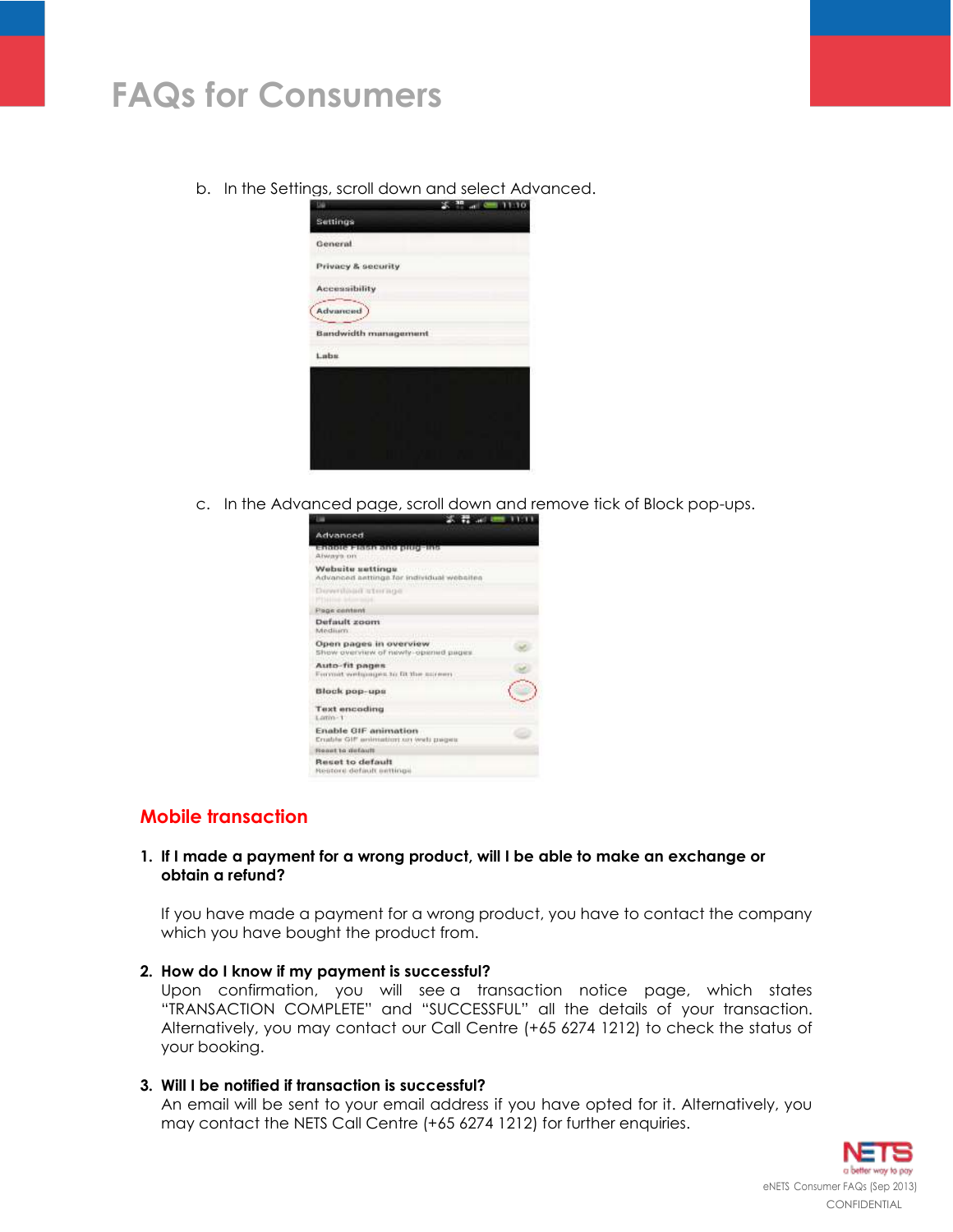b. In the Settings, scroll down and select Advanced.

c. In the Advanced page, scroll down and remove tick of Block pop-ups.

## Mobile transaction

1. **If I made a payment for a wrong product, will I be able to make an exchange or obtain a refund?**

   If you have made a payment for a wrong product, you have to contact the company which you have bought the product from.

2. **How do I know if my payment is successful?**
   Upon confirmation, you will see a transaction notice page, which states "TRANSACTION COMPLETE" and "SUCCESSFUL" all the details of your transaction. Alternatively, you may contact our Call Centre (+65 6274 1212) to check the status of your booking.

3. **Will I be notified if transaction is successful?**
   An email will be sent to your email address if you have opted for it. Alternatively, you may contact the NETS Call Centre (+65 6274 1212) for further enquiries.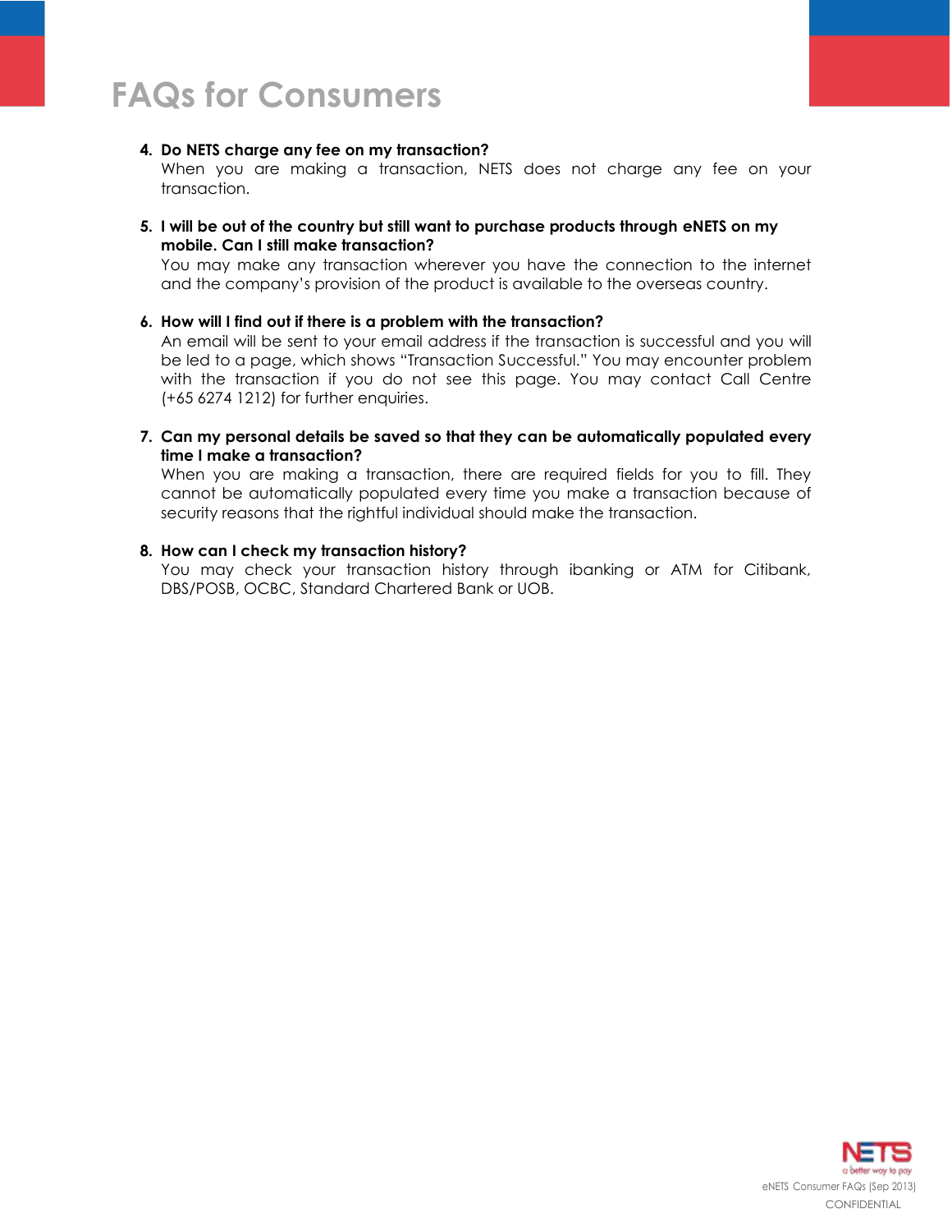# FAQs for Consumers

4. **Do NETS charge any fee on my transaction?**
   When you are making a transaction, NETS does not charge any fee on your transaction.

5. **I will be out of the country but still want to purchase products through eNETS on my mobile. Can I still make transaction?**
   You may make any transaction wherever you have the connection to the internet and the company's provision of the product is available to the overseas country.

6. **How will I find out if there is a problem with the transaction?**
   An email will be sent to your email address if the transaction is successful and you will be led to a page, which shows "Transaction Successful." You may encounter problem with the transaction if you do not see this page. You may contact Call Centre (+65 6274 1212) for further enquiries.

7. **Can my personal details be saved so that they can be automatically populated every time I make a transaction?**
   When you are making a transaction, there are required fields for you to fill. They cannot be automatically populated every time you make a transaction because of security reasons that the rightful individual should make the transaction.

8. **How can I check my transaction history?**
   You may check your transaction history through ibanking or ATM for Citibank, DBS/POSB, OCBC, Standard Chartered Bank or UOB.